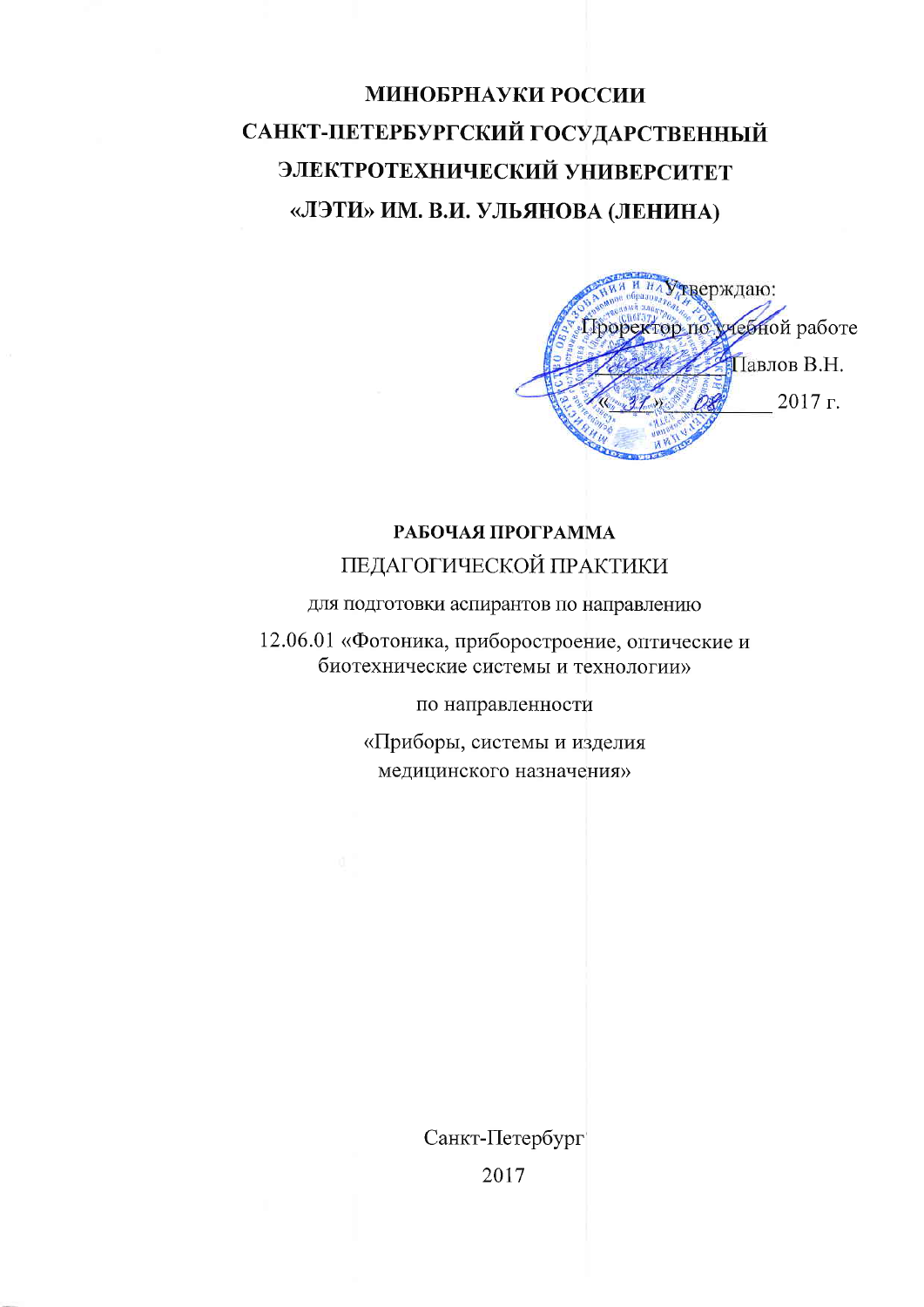**МИНОБРНАУКИ РОССИИ**
**САНКТ-ПЕТЕРБУРГСКИЙ ГОСУДАРСТВЕННЫЙ**
**ЭЛЕКТРОТЕХНИЧЕСКИЙ УНИВЕРСИТЕТ**
**«ЛЭТИ» ИМ. В.И. УЛЬЯНОВА (ЛЕНИНА)**

Утверждаю:
Проректор по учебной работе
_____________ Павлов В.Н.
«31» 08 _________ 2017 г.

**РАБОЧАЯ ПРОГРАММА**

ПЕДАГОГИЧЕСКОЙ ПРАКТИКИ

для подготовки аспирантов по направлению

12.06.01 «Фотоника, приборостроение, оптические и биотехнические системы и технологии»

по направленности

«Приборы, системы и изделия медицинского назначения»

Санкт-Петербург

2017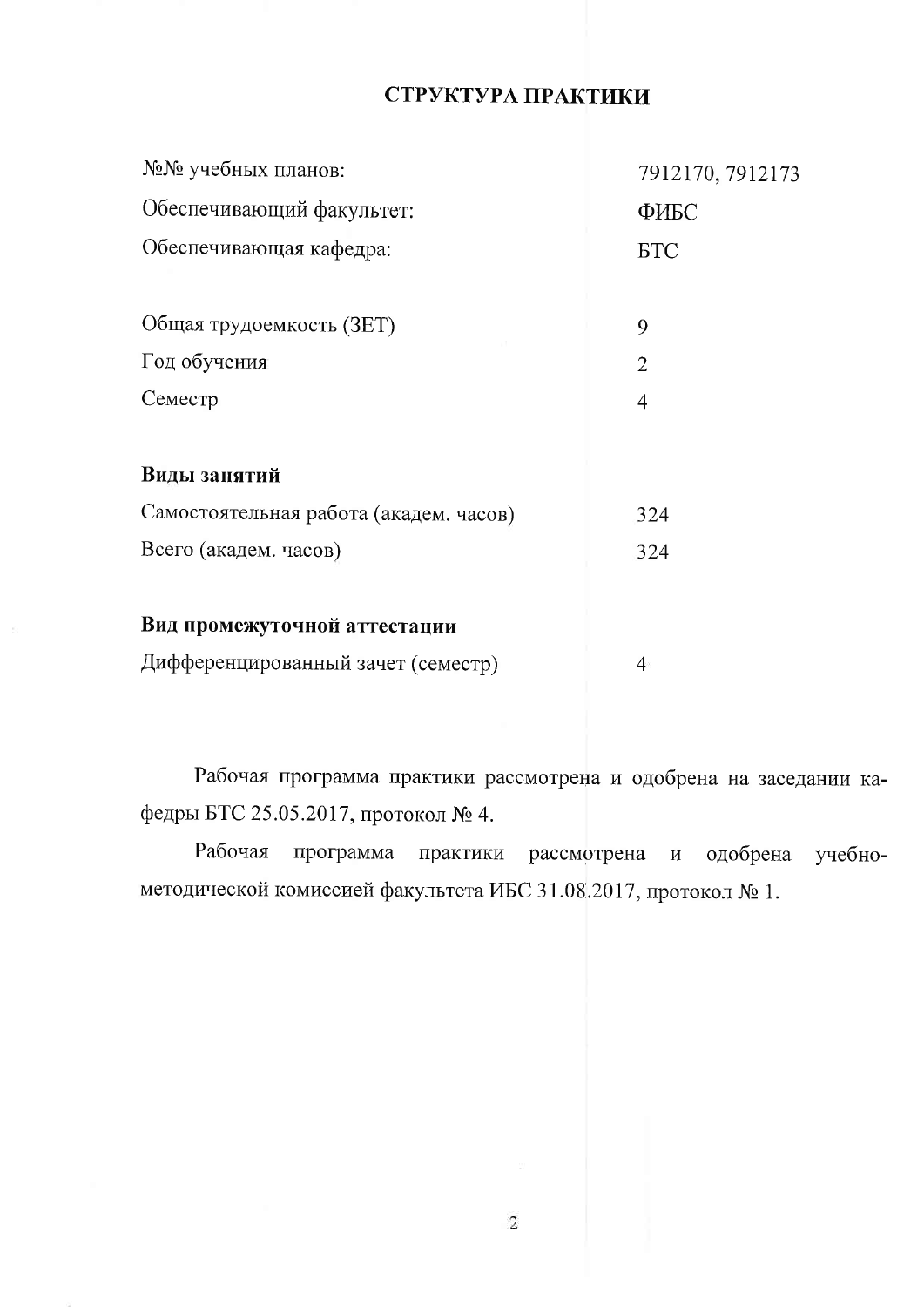# СТРУКТУРА ПРАКТИКИ

| | |
|---|---|
| №№ учебных планов: | 7912170, 7912173 |
| Обеспечивающий факультет: | ФИБС |
| Обеспечивающая кафедра: | БТС |
| | |
| Общая трудоемкость (ЗЕТ) | 9 |
| Год обучения | 2 |
| Семестр | 4 |
| | |
| **Виды занятий** | |
| Самостоятельная работа (академ. часов) | 324 |
| Всего (академ. часов) | 324 |
| | |
| **Вид промежуточной аттестации** | |
| Дифференцированный зачет (семестр) | 4 |

Рабочая программа практики рассмотрена и одобрена на заседании кафедры БТС 25.05.2017, протокол № 4.

Рабочая программа практики рассмотрена и одобрена учебно-методической комиссией факультета ИБС 31.08.2017, протокол № 1.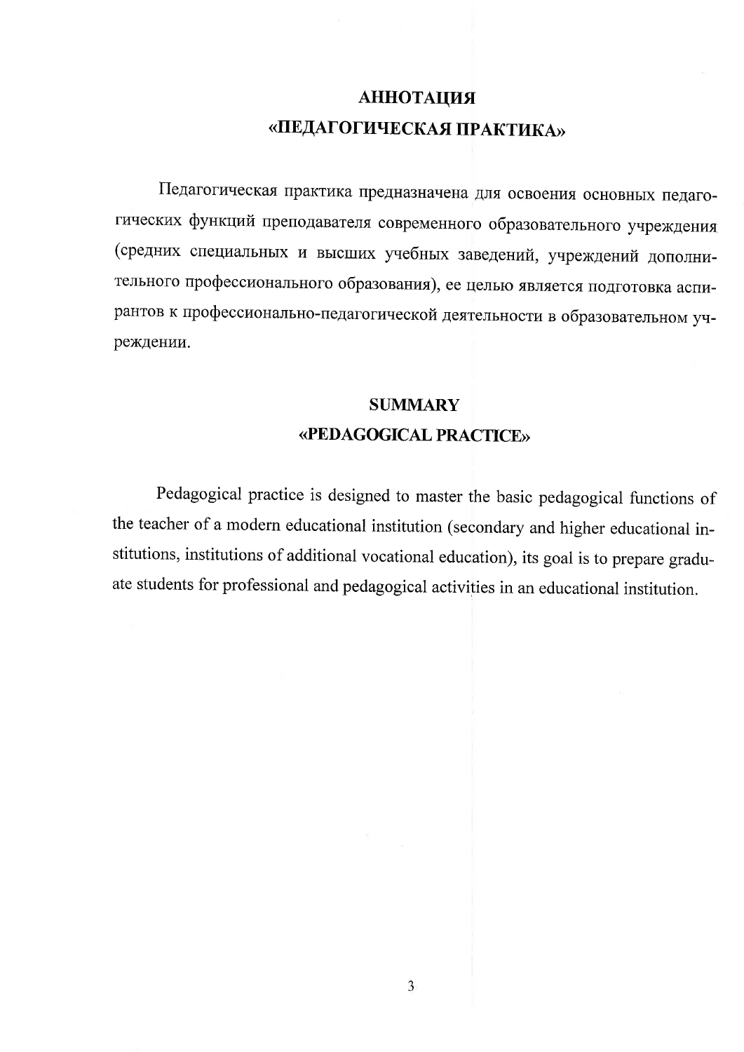# АННОТАЦИЯ
# «ПЕДАГОГИЧЕСКАЯ ПРАКТИКА»

Педагогическая практика предназначена для освоения основных педагогических функций преподавателя современного образовательного учреждения (средних специальных и высших учебных заведений, учреждений дополнительного профессионального образования), ее целью является подготовка аспирантов к профессионально-педагогической деятельности в образовательном учреждении.

# SUMMARY
# «PEDAGOGICAL PRACTICE»

Pedagogical practice is designed to master the basic pedagogical functions of the teacher of a modern educational institution (secondary and higher educational institutions, institutions of additional vocational education), its goal is to prepare graduate students for professional and pedagogical activities in an educational institution.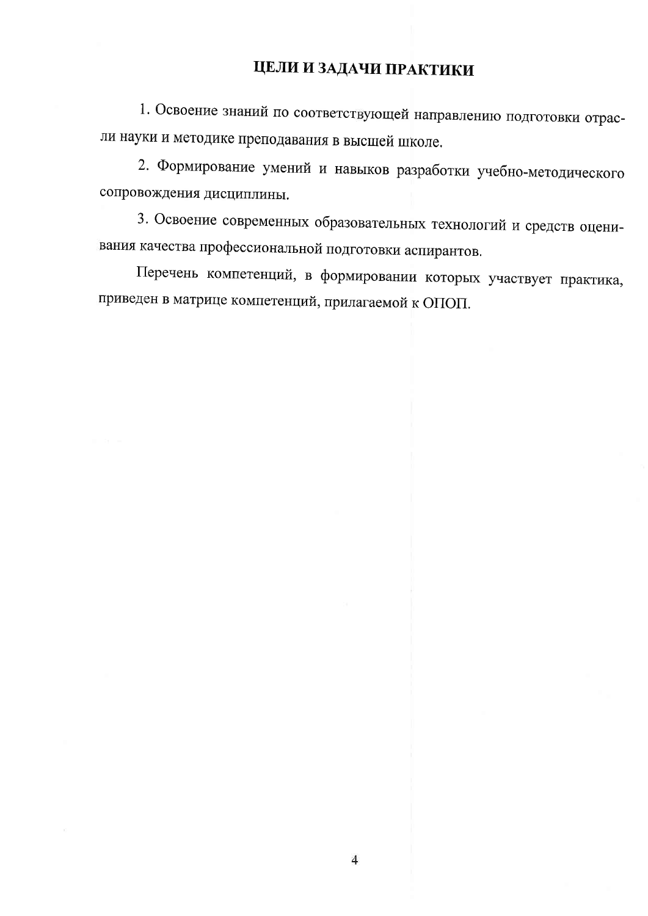# ЦЕЛИ И ЗАДАЧИ ПРАКТИКИ

1. Освоение знаний по соответствующей направлению подготовки отрасли науки и методике преподавания в высшей школе.

2. Формирование умений и навыков разработки учебно-методического сопровождения дисциплины.

3. Освоение современных образовательных технологий и средств оценивания качества профессиональной подготовки аспирантов.

Перечень компетенций, в формировании которых участвует практика, приведен в матрице компетенций, прилагаемой к ОПОП.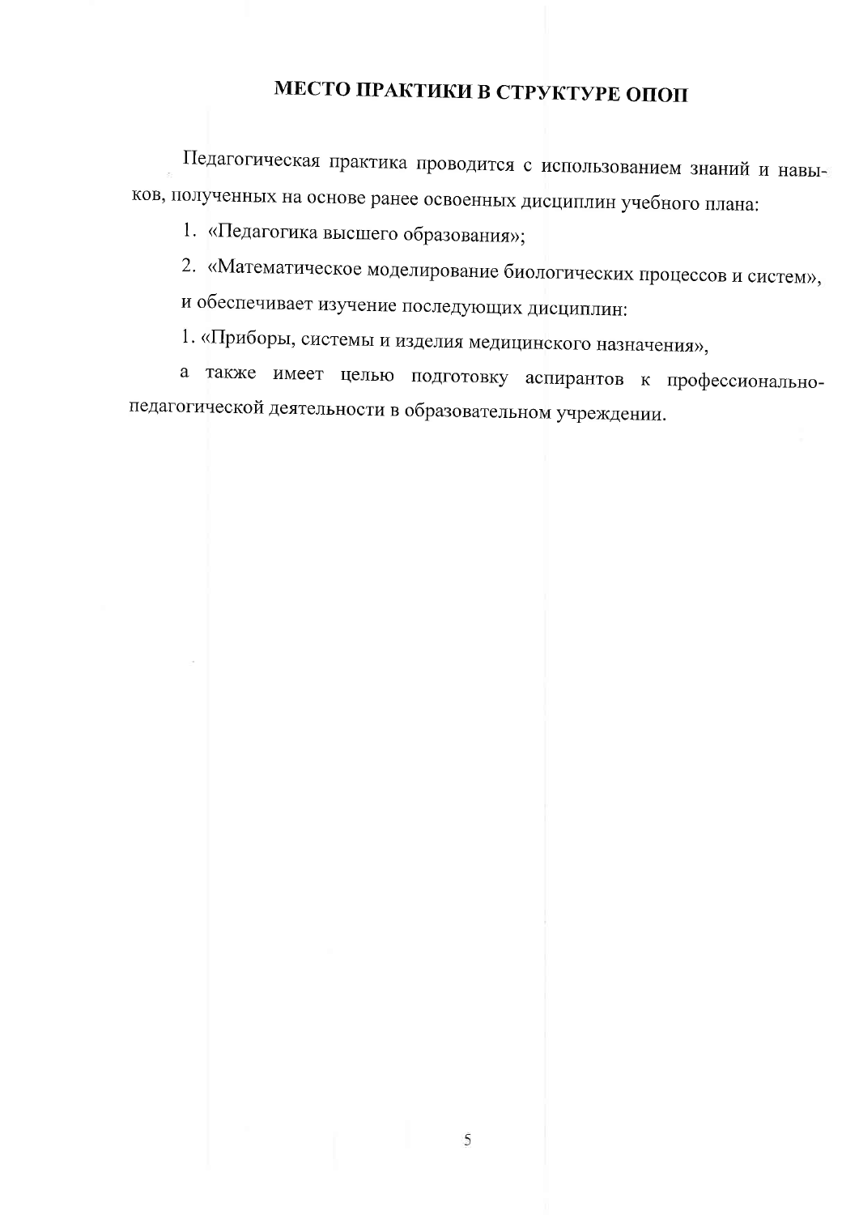# МЕСТО ПРАКТИКИ В СТРУКТУРЕ ОПОП

Педагогическая практика проводится с использованием знаний и навыков, полученных на основе ранее освоенных дисциплин учебного плана:

1. «Педагогика высшего образования»;
2. «Математическое моделирование биологических процессов и систем»,

и обеспечивает изучение последующих дисциплин:

1. «Приборы, системы и изделия медицинского назначения»,

а также имеет целью подготовку аспирантов к профессионально-педагогической деятельности в образовательном учреждении.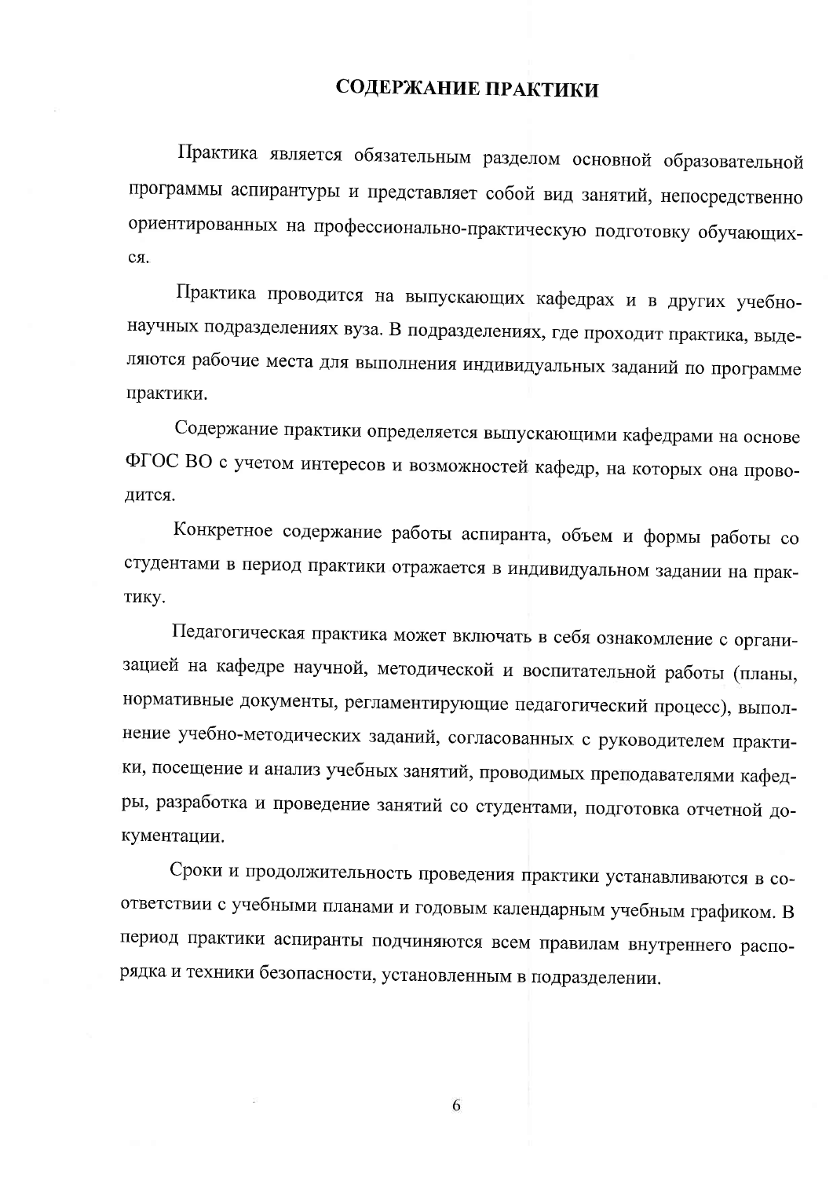# СОДЕРЖАНИЕ ПРАКТИКИ

Практика является обязательным разделом основной образовательной программы аспирантуры и представляет собой вид занятий, непосредственно ориентированных на профессионально-практическую подготовку обучающихся.

Практика проводится на выпускающих кафедрах и в других учебно-научных подразделениях вуза. В подразделениях, где проходит практика, выделяются рабочие места для выполнения индивидуальных заданий по программе практики.

Содержание практики определяется выпускающими кафедрами на основе ФГОС ВО с учетом интересов и возможностей кафедр, на которых она проводится.

Конкретное содержание работы аспиранта, объем и формы работы со студентами в период практики отражается в индивидуальном задании на практику.

Педагогическая практика может включать в себя ознакомление с организацией на кафедре научной, методической и воспитательной работы (планы, нормативные документы, регламентирующие педагогический процесс), выполнение учебно-методических заданий, согласованных с руководителем практики, посещение и анализ учебных занятий, проводимых преподавателями кафедры, разработка и проведение занятий со студентами, подготовка отчетной документации.

Сроки и продолжительность проведения практики устанавливаются в соответствии с учебными планами и годовым календарным учебным графиком. В период практики аспиранты подчиняются всем правилам внутреннего распорядка и техники безопасности, установленным в подразделении.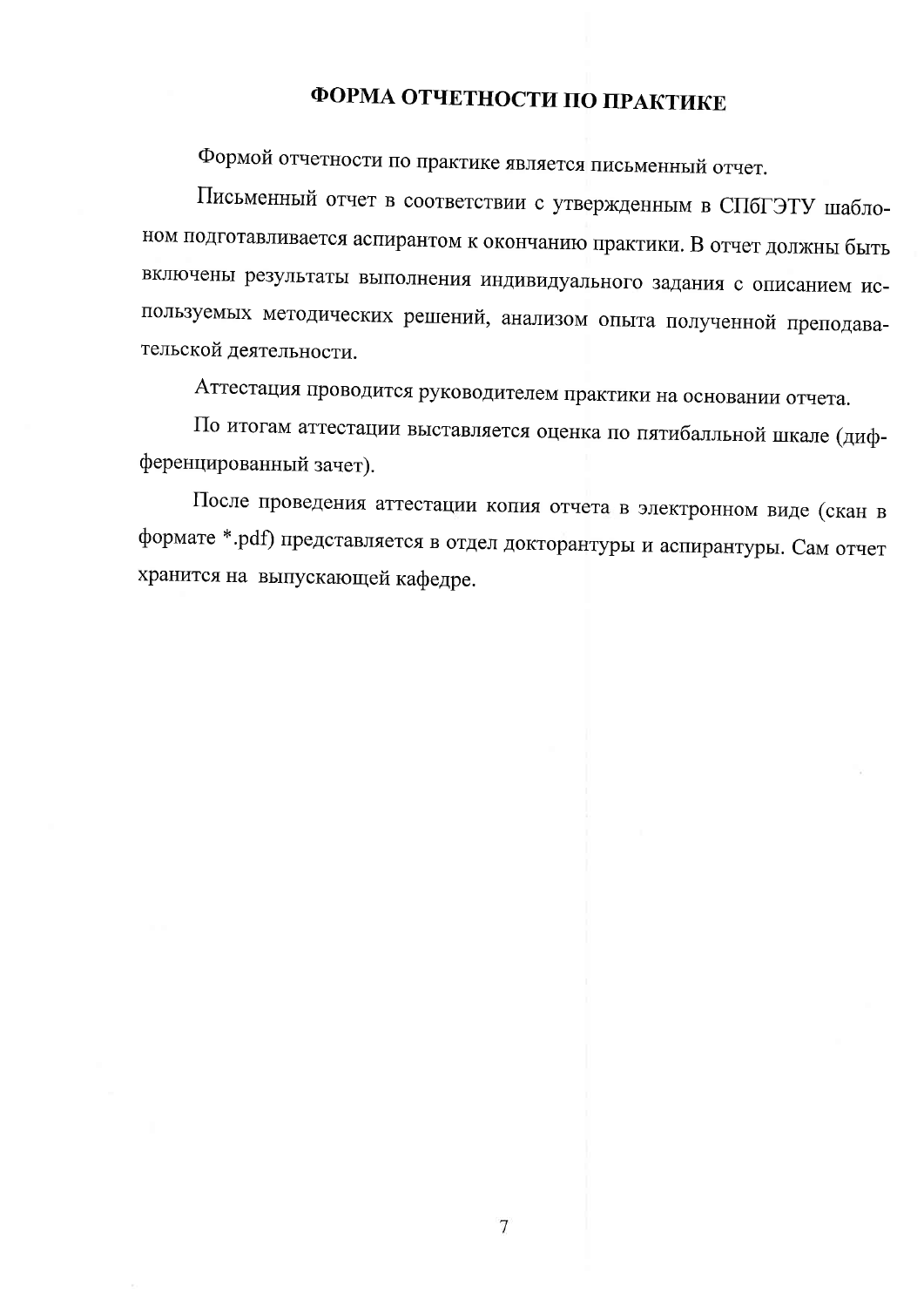# ФОРМА ОТЧЕТНОСТИ ПО ПРАКТИКЕ

Формой отчетности по практике является письменный отчет.

Письменный отчет в соответствии с утвержденным в СПбГЭТУ шаблоном подготавливается аспирантом к окончанию практики. В отчет должны быть включены результаты выполнения индивидуального задания с описанием используемых методических решений, анализом опыта полученной преподавательской деятельности.

Аттестация проводится руководителем практики на основании отчета.

По итогам аттестации выставляется оценка по пятибалльной шкале (дифференцированный зачет).

После проведения аттестации копия отчета в электронном виде (скан в формате *.pdf) представляется в отдел докторантуры и аспирантуры. Сам отчет хранится на выпускающей кафедре.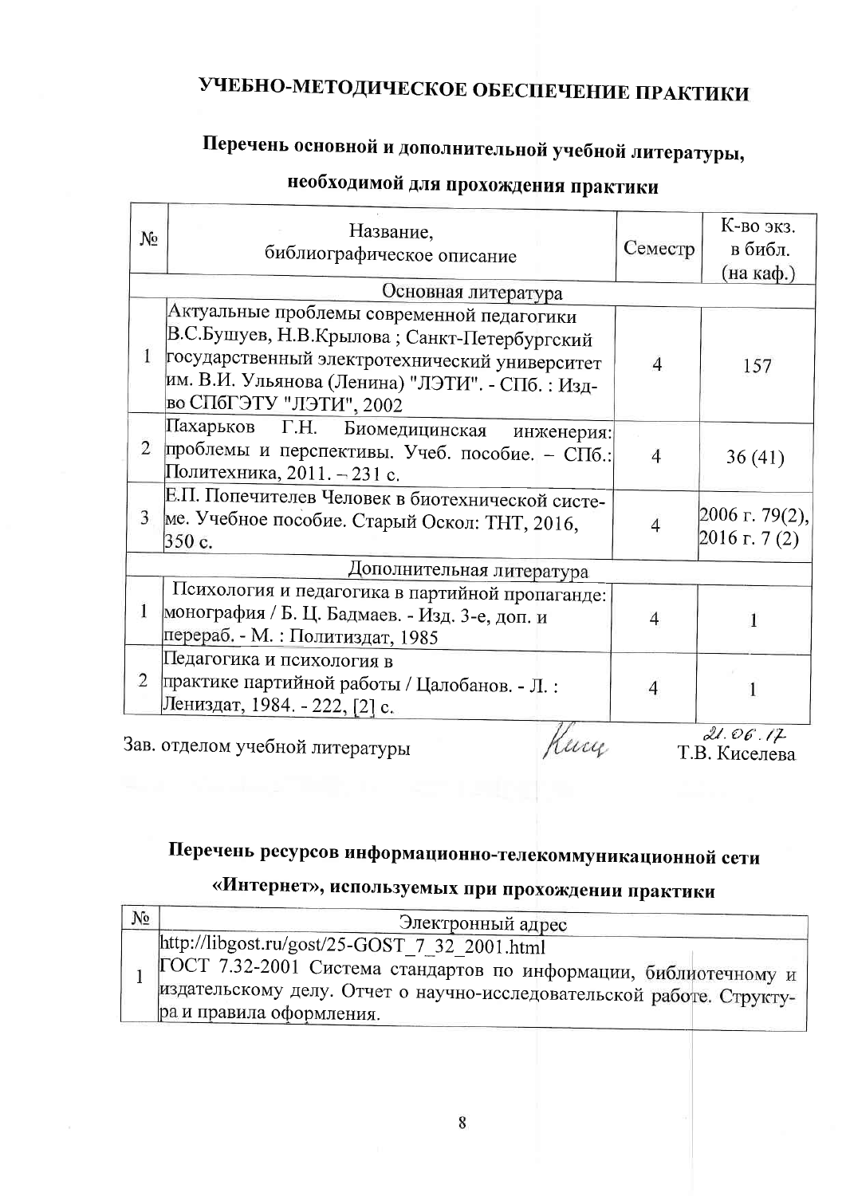## УЧЕБНО-МЕТОДИЧЕСКОЕ ОБЕСПЕЧЕНИЕ ПРАКТИКИ

### Перечень основной и дополнительной учебной литературы, необходимой для прохождения практики

| № | Название, библиографическое описание | Семестр | К-во экз. в библ. (на каф.) |
|---|---|---|---|
| | Основная литература | | |
| 1 | Актуальные проблемы современной педагогики В.С.Бушуев, Н.В.Крылова ; Санкт-Петербургский государственный электротехнический университет им. В.И. Ульянова (Ленина) "ЛЭТИ". - СПб. : Изд-во СПбГЭТУ "ЛЭТИ", 2002 | 4 | 157 |
| 2 | Пахарьков Г.Н. Биомедицинская инженерия: проблемы и перспективы. Учеб. пособие. – СПб.: Политехника, 2011. – 231 с. | 4 | 36 (41) |
| 3 | Е.П. Попечителев Человек в биотехнической системе. Учебное пособие. Старый Оскол: ТНТ, 2016, 350 с. | 4 | 2006 г. 79(2), 2016 г. 7 (2) |
| | Дополнительная литература | | |
| 1 | Психология и педагогика в партийной пропаганде: монография / Б. Ц. Бадмаев. - Изд. 3-е, доп. и перераб. - М. : Политиздат, 1985 | 4 | 1 |
| 2 | Педагогика и психология в практике партийной работы / Цалобанов. - Л. : Лениздат, 1984. - 222, [2] с. | 4 | 1 |

Зав. отделом учебной литературы (подпись) 21.06.17 Т.В. Киселева

### Перечень ресурсов информационно-телекоммуникационной сети «Интернет», используемых при прохождении практики

| № | Электронный адрес |
|---|---|
| 1 | http://libgost.ru/gost/25-GOST_7_32_2001.html ГОСТ 7.32-2001 Система стандартов по информации, библиотечному и издательскому делу. Отчет о научно-исследовательской работе. Структура и правила оформления. |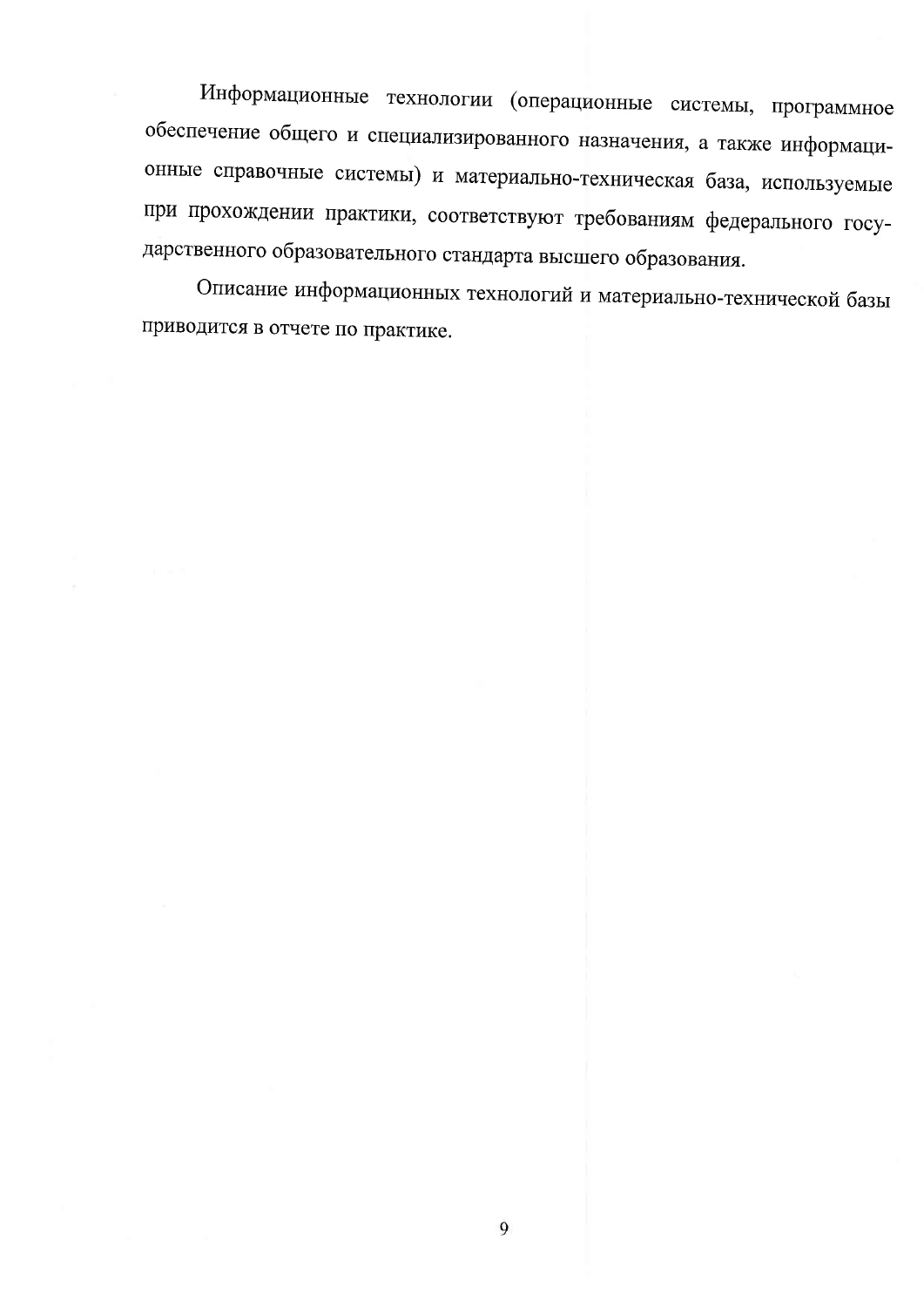Информационные технологии (операционные системы, программное обеспечение общего и специализированного назначения, а также информационные справочные системы) и материально-техническая база, используемые при прохождении практики, соответствуют требованиям федерального государственного образовательного стандарта высшего образования.

Описание информационных технологий и материально-технической базы приводится в отчете по практике.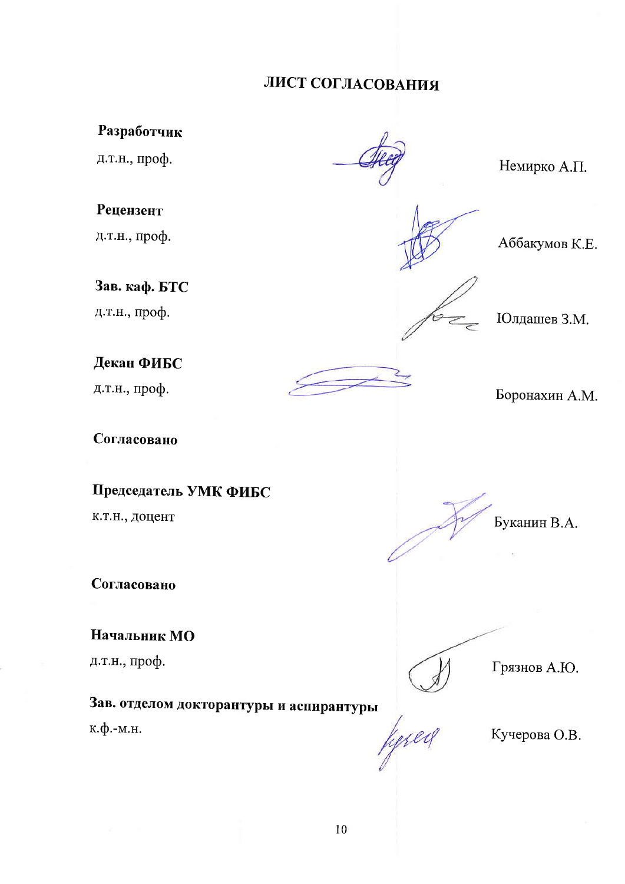# ЛИСТ СОГЛАСОВАНИЯ

**Разработчик**

д.т.н., проф. Немирко А.П.

**Рецензент**

д.т.н., проф. Аббакумов К.Е.

**Зав. каф. БТС**

д.т.н., проф. Юлдашев З.М.

**Декан ФИБС**

д.т.н., проф. Боронахин А.М.

**Согласовано**

**Председатель УМК ФИБС**

к.т.н., доцент Буканин В.А.

**Согласовано**

**Начальник МО**

д.т.н., проф. Грязнов А.Ю.

**Зав. отделом докторантуры и аспирантуры**

к.ф.-м.н. Кучерова О.В.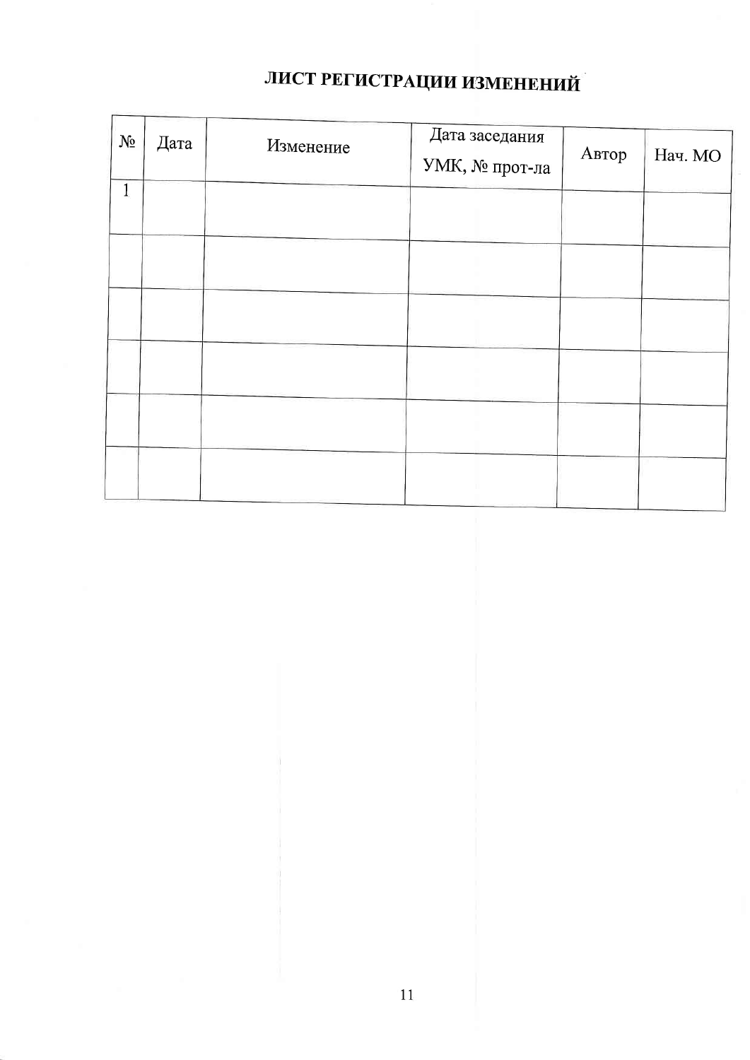# ЛИСТ РЕГИСТРАЦИИ ИЗМЕНЕНИЙ

| № | Дата | Изменение | Дата заседания УМК, № прот-ла | Автор | Нач. МО |
|---|---|---|---|---|---|
| 1 | | | | | |
| | | | | | |
| | | | | | |
| | | | | | |
| | | | | | |
| | | | | | |